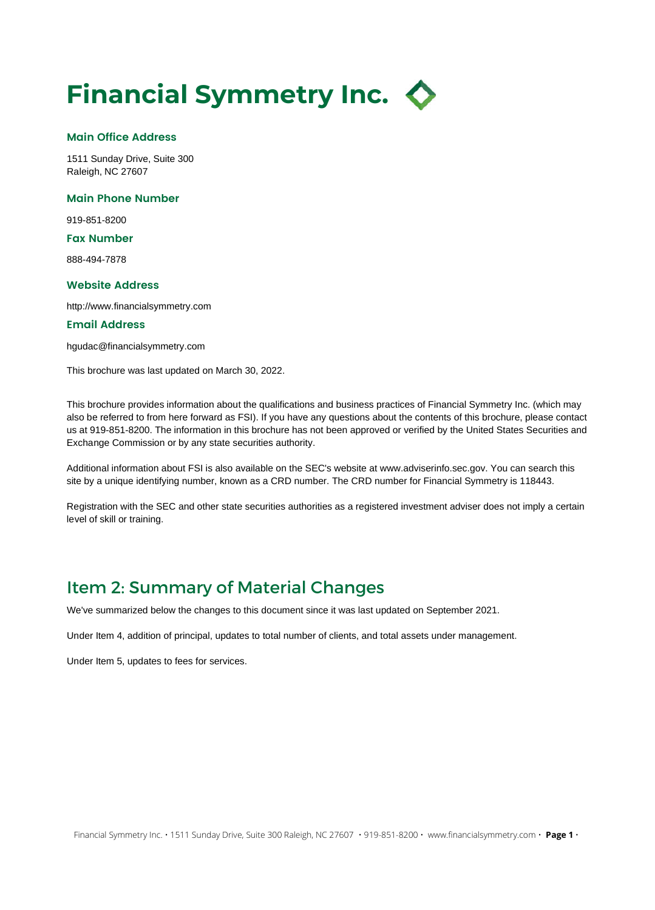# Financial Symmetry Inc.

### Main Office Address

1511 Sunday Drive, Suite 300
Raleigh, NC 27607

### Main Phone Number

919-851-8200

### Fax Number

888-494-7878

### Website Address

http://www.financialsymmetry.com

### Email Address

hgudac@financialsymmetry.com

This brochure was last updated on March 30, 2022.

This brochure provides information about the qualifications and business practices of Financial Symmetry Inc. (which may also be referred to from here forward as FSI). If you have any questions about the contents of this brochure, please contact us at 919-851-8200. The information in this brochure has not been approved or verified by the United States Securities and Exchange Commission or by any state securities authority.

Additional information about FSI is also available on the SEC's website at www.adviserinfo.sec.gov. You can search this site by a unique identifying number, known as a CRD number. The CRD number for Financial Symmetry is 118443.

Registration with the SEC and other state securities authorities as a registered investment adviser does not imply a certain level of skill or training.

## Item 2: Summary of Material Changes

We've summarized below the changes to this document since it was last updated on September 2021.

Under Item 4, addition of principal, updates to total number of clients, and total assets under management.

Under Item 5, updates to fees for services.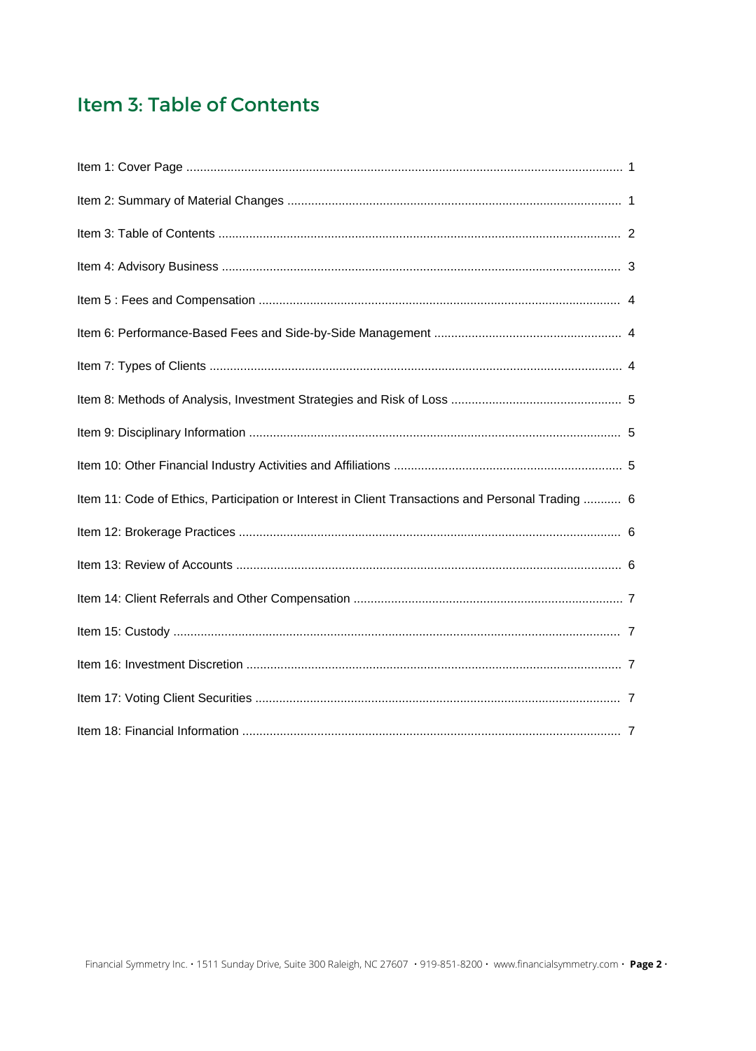## Item 3: Table of Contents

Item 1: Cover Page .............................................................................................................................. 1

Item 2: Summary of Material Changes ................................................................................................. 1

Item 3: Table of Contents ..................................................................................................................... 2

Item 4: Advisory Business .................................................................................................................... 3

Item 5 : Fees and Compensation ......................................................................................................... 4

Item 6: Performance-Based Fees and Side-by-Side Management ...................................................... 4

Item 7: Types of Clients ........................................................................................................................ 4

Item 8: Methods of Analysis, Investment Strategies and Risk of Loss .................................................. 5

Item 9: Disciplinary Information ............................................................................................................ 5

Item 10: Other Financial Industry Activities and Affiliations ................................................................... 5

Item 11: Code of Ethics, Participation or Interest in Client Transactions and Personal Trading ........... 6

Item 12: Brokerage Practices ............................................................................................................... 6

Item 13: Review of Accounts ................................................................................................................ 6

Item 14: Client Referrals and Other Compensation .............................................................................. 7

Item 15: Custody .................................................................................................................................. 7

Item 16: Investment Discretion ............................................................................................................. 7

Item 17: Voting Client Securities .......................................................................................................... 7

Item 18: Financial Information .............................................................................................................. 7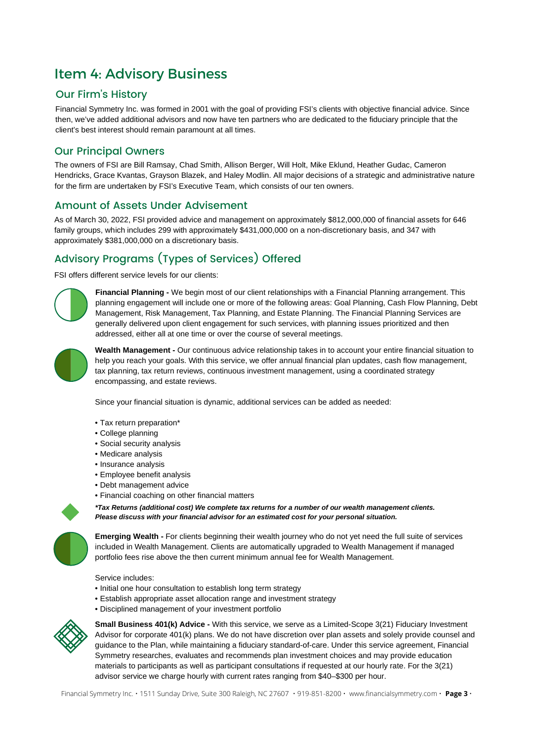# Item 4: Advisory Business

## Our Firm's History

Financial Symmetry Inc. was formed in 2001 with the goal of providing FSI's clients with objective financial advice. Since then, we've added additional advisors and now have ten partners who are dedicated to the fiduciary principle that the client's best interest should remain paramount at all times.

## Our Principal Owners

The owners of FSI are Bill Ramsay, Chad Smith, Allison Berger, Will Holt, Mike Eklund, Heather Gudac, Cameron Hendricks, Grace Kvantas, Grayson Blazek, and Haley Modlin. All major decisions of a strategic and administrative nature for the firm are undertaken by FSI's Executive Team, which consists of our ten owners.

## Amount of Assets Under Advisement

As of March 30, 2022, FSI provided advice and management on approximately $812,000,000 of financial assets for 646 family groups, which includes 299 with approximately $431,000,000 on a non-discretionary basis, and 347 with approximately $381,000,000 on a discretionary basis.

## Advisory Programs (Types of Services) Offered

FSI offers different service levels for our clients:

**Financial Planning -** We begin most of our client relationships with a Financial Planning arrangement. This planning engagement will include one or more of the following areas: Goal Planning, Cash Flow Planning, Debt Management, Risk Management, Tax Planning, and Estate Planning. The Financial Planning Services are generally delivered upon client engagement for such services, with planning issues prioritized and then addressed, either all at one time or over the course of several meetings.

**Wealth Management -** Our continuous advice relationship takes in to account your entire financial situation to help you reach your goals. With this service, we offer annual financial plan updates, cash flow management, tax planning, tax return reviews, continuous investment management, using a coordinated strategy encompassing, and estate reviews.

Since your financial situation is dynamic, additional services can be added as needed:

- Tax return preparation*
- College planning
- Social security analysis
- Medicare analysis
- Insurance analysis
- Employee benefit analysis
- Debt management advice
- Financial coaching on other financial matters

***Tax Returns (additional cost) We complete tax returns for a number of our wealth management clients. Please discuss with your financial advisor for an estimated cost for your personal situation.***

**Emerging Wealth -** For clients beginning their wealth journey who do not yet need the full suite of services included in Wealth Management. Clients are automatically upgraded to Wealth Management if managed portfolio fees rise above the then current minimum annual fee for Wealth Management.

Service includes:

- Initial one hour consultation to establish long term strategy
- Establish appropriate asset allocation range and investment strategy
- Disciplined management of your investment portfolio

**Small Business 401(k) Advice -** With this service, we serve as a Limited-Scope 3(21) Fiduciary Investment Advisor for corporate 401(k) plans. We do not have discretion over plan assets and solely provide counsel and guidance to the Plan, while maintaining a fiduciary standard-of-care. Under this service agreement, Financial Symmetry researches, evaluates and recommends plan investment choices and may provide education materials to participants as well as participant consultations if requested at our hourly rate. For the 3(21) advisor service we charge hourly with current rates ranging from $40–$300 per hour.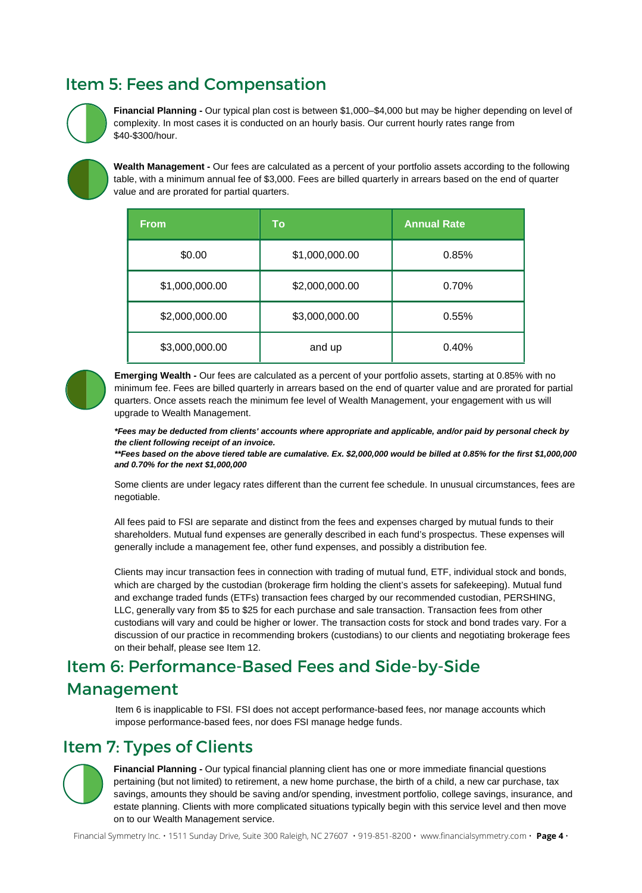## Item 5: Fees and Compensation

**Financial Planning -** Our typical plan cost is between $1,000–$4,000 but may be higher depending on level of complexity. In most cases it is conducted on an hourly basis. Our current hourly rates range from $40-$300/hour.

**Wealth Management -** Our fees are calculated as a percent of your portfolio assets according to the following table, with a minimum annual fee of $3,000. Fees are billed quarterly in arrears based on the end of quarter value and are prorated for partial quarters.

| From | To | Annual Rate |
|---|---|---|
| $0.00 | $1,000,000.00 | 0.85% |
| $1,000,000.00 | $2,000,000.00 | 0.70% |
| $2,000,000.00 | $3,000,000.00 | 0.55% |
| $3,000,000.00 | and up | 0.40% |

**Emerging Wealth -** Our fees are calculated as a percent of your portfolio assets, starting at 0.85% with no minimum fee. Fees are billed quarterly in arrears based on the end of quarter value and are prorated for partial quarters. Once assets reach the minimum fee level of Wealth Management, your engagement with us will upgrade to Wealth Management.

***Fees may be deducted from clients' accounts where appropriate and applicable, and/or paid by personal check by the client following receipt of an invoice.***
****Fees based on the above tiered table are cumalative. Ex. $2,000,000 would be billed at 0.85% for the first $1,000,000 and 0.70% for the next $1,000,000***

Some clients are under legacy rates different than the current fee schedule. In unusual circumstances, fees are negotiable.

All fees paid to FSI are separate and distinct from the fees and expenses charged by mutual funds to their shareholders. Mutual fund expenses are generally described in each fund's prospectus. These expenses will generally include a management fee, other fund expenses, and possibly a distribution fee.

Clients may incur transaction fees in connection with trading of mutual fund, ETF, individual stock and bonds, which are charged by the custodian (brokerage firm holding the client's assets for safekeeping). Mutual fund and exchange traded funds (ETFs) transaction fees charged by our recommended custodian, PERSHING, LLC, generally vary from $5 to $25 for each purchase and sale transaction. Transaction fees from other custodians will vary and could be higher or lower. The transaction costs for stock and bond trades vary. For a discussion of our practice in recommending brokers (custodians) to our clients and negotiating brokerage fees on their behalf, please see Item 12.

## Item 6: Performance-Based Fees and Side-by-Side Management

Item 6 is inapplicable to FSI. FSI does not accept performance-based fees, nor manage accounts which impose performance-based fees, nor does FSI manage hedge funds.

## Item 7: Types of Clients

**Financial Planning -** Our typical financial planning client has one or more immediate financial questions pertaining (but not limited) to retirement, a new home purchase, the birth of a child, a new car purchase, tax savings, amounts they should be saving and/or spending, investment portfolio, college savings, insurance, and estate planning. Clients with more complicated situations typically begin with this service level and then move on to our Wealth Management service.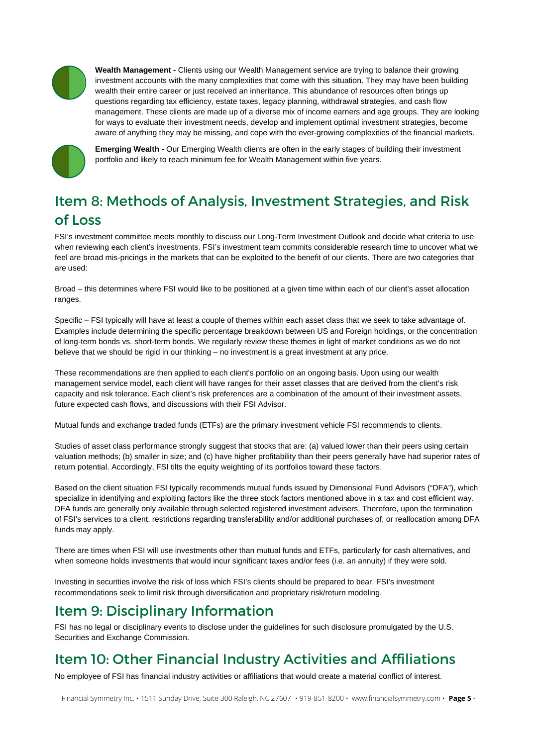**Wealth Management -** Clients using our Wealth Management service are trying to balance their growing investment accounts with the many complexities that come with this situation. They may have been building wealth their entire career or just received an inheritance. This abundance of resources often brings up questions regarding tax efficiency, estate taxes, legacy planning, withdrawal strategies, and cash flow management. These clients are made up of a diverse mix of income earners and age groups. They are looking for ways to evaluate their investment needs, develop and implement optimal investment strategies, become aware of anything they may be missing, and cope with the ever-growing complexities of the financial markets.

**Emerging Wealth -** Our Emerging Wealth clients are often in the early stages of building their investment portfolio and likely to reach minimum fee for Wealth Management within five years.

## Item 8: Methods of Analysis, Investment Strategies, and Risk of Loss

FSI's investment committee meets monthly to discuss our Long-Term Investment Outlook and decide what criteria to use when reviewing each client's investments. FSI's investment team commits considerable research time to uncover what we feel are broad mis-pricings in the markets that can be exploited to the benefit of our clients. There are two categories that are used:

Broad – this determines where FSI would like to be positioned at a given time within each of our client's asset allocation ranges.

Specific – FSI typically will have at least a couple of themes within each asset class that we seek to take advantage of. Examples include determining the specific percentage breakdown between US and Foreign holdings, or the concentration of long-term bonds vs. short-term bonds. We regularly review these themes in light of market conditions as we do not believe that we should be rigid in our thinking – no investment is a great investment at any price.

These recommendations are then applied to each client's portfolio on an ongoing basis. Upon using our wealth management service model, each client will have ranges for their asset classes that are derived from the client's risk capacity and risk tolerance. Each client's risk preferences are a combination of the amount of their investment assets, future expected cash flows, and discussions with their FSI Advisor.

Mutual funds and exchange traded funds (ETFs) are the primary investment vehicle FSI recommends to clients.

Studies of asset class performance strongly suggest that stocks that are: (a) valued lower than their peers using certain valuation methods; (b) smaller in size; and (c) have higher profitability than their peers generally have had superior rates of return potential. Accordingly, FSI tilts the equity weighting of its portfolios toward these factors.

Based on the client situation FSI typically recommends mutual funds issued by Dimensional Fund Advisors ("DFA"), which specialize in identifying and exploiting factors like the three stock factors mentioned above in a tax and cost efficient way. DFA funds are generally only available through selected registered investment advisers. Therefore, upon the termination of FSI's services to a client, restrictions regarding transferability and/or additional purchases of, or reallocation among DFA funds may apply.

There are times when FSI will use investments other than mutual funds and ETFs, particularly for cash alternatives, and when someone holds investments that would incur significant taxes and/or fees (i.e. an annuity) if they were sold.

Investing in securities involve the risk of loss which FSI's clients should be prepared to bear. FSI's investment recommendations seek to limit risk through diversification and proprietary risk/return modeling.

## Item 9: Disciplinary Information

FSI has no legal or disciplinary events to disclose under the guidelines for such disclosure promulgated by the U.S. Securities and Exchange Commission.

## Item 10: Other Financial Industry Activities and Affiliations

No employee of FSI has financial industry activities or affiliations that would create a material conflict of interest.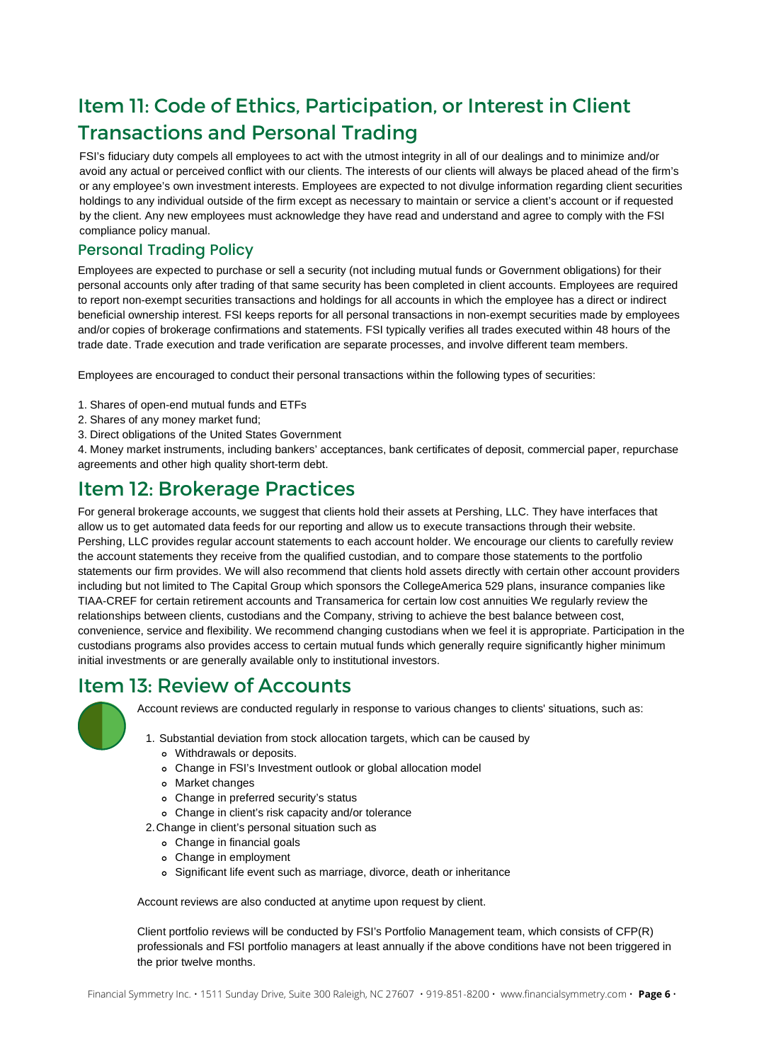## Item 11: Code of Ethics, Participation, or Interest in Client Transactions and Personal Trading

FSI's fiduciary duty compels all employees to act with the utmost integrity in all of our dealings and to minimize and/or avoid any actual or perceived conflict with our clients. The interests of our clients will always be placed ahead of the firm's or any employee's own investment interests. Employees are expected to not divulge information regarding client securities holdings to any individual outside of the firm except as necessary to maintain or service a client's account or if requested by the client. Any new employees must acknowledge they have read and understand and agree to comply with the FSI compliance policy manual.

### Personal Trading Policy

Employees are expected to purchase or sell a security (not including mutual funds or Government obligations) for their personal accounts only after trading of that same security has been completed in client accounts. Employees are required to report non-exempt securities transactions and holdings for all accounts in which the employee has a direct or indirect beneficial ownership interest. FSI keeps reports for all personal transactions in non-exempt securities made by employees and/or copies of brokerage confirmations and statements. FSI typically verifies all trades executed within 48 hours of the trade date. Trade execution and trade verification are separate processes, and involve different team members.

Employees are encouraged to conduct their personal transactions within the following types of securities:

1. Shares of open-end mutual funds and ETFs
2. Shares of any money market fund;
3. Direct obligations of the United States Government
4. Money market instruments, including bankers' acceptances, bank certificates of deposit, commercial paper, repurchase agreements and other high quality short-term debt.

## Item 12: Brokerage Practices

For general brokerage accounts, we suggest that clients hold their assets at Pershing, LLC. They have interfaces that allow us to get automated data feeds for our reporting and allow us to execute transactions through their website. Pershing, LLC provides regular account statements to each account holder. We encourage our clients to carefully review the account statements they receive from the qualified custodian, and to compare those statements to the portfolio statements our firm provides. We will also recommend that clients hold assets directly with certain other account providers including but not limited to The Capital Group which sponsors the CollegeAmerica 529 plans, insurance companies like TIAA-CREF for certain retirement accounts and Transamerica for certain low cost annuities We regularly review the relationships between clients, custodians and the Company, striving to achieve the best balance between cost, convenience, service and flexibility. We recommend changing custodians when we feel it is appropriate. Participation in the custodians programs also provides access to certain mutual funds which generally require significantly higher minimum initial investments or are generally available only to institutional investors.

## Item 13: Review of Accounts

Account reviews are conducted regularly in response to various changes to clients' situations, such as:

1. Substantial deviation from stock allocation targets, which can be caused by
   - Withdrawals or deposits.
   - Change in FSI's Investment outlook or global allocation model
   - Market changes
   - Change in preferred security's status
   - Change in client's risk capacity and/or tolerance
2. Change in client's personal situation such as
   - Change in financial goals
   - Change in employment
   - Significant life event such as marriage, divorce, death or inheritance

Account reviews are also conducted at anytime upon request by client.

Client portfolio reviews will be conducted by FSI's Portfolio Management team, which consists of CFP(R) professionals and FSI portfolio managers at least annually if the above conditions have not been triggered in the prior twelve months.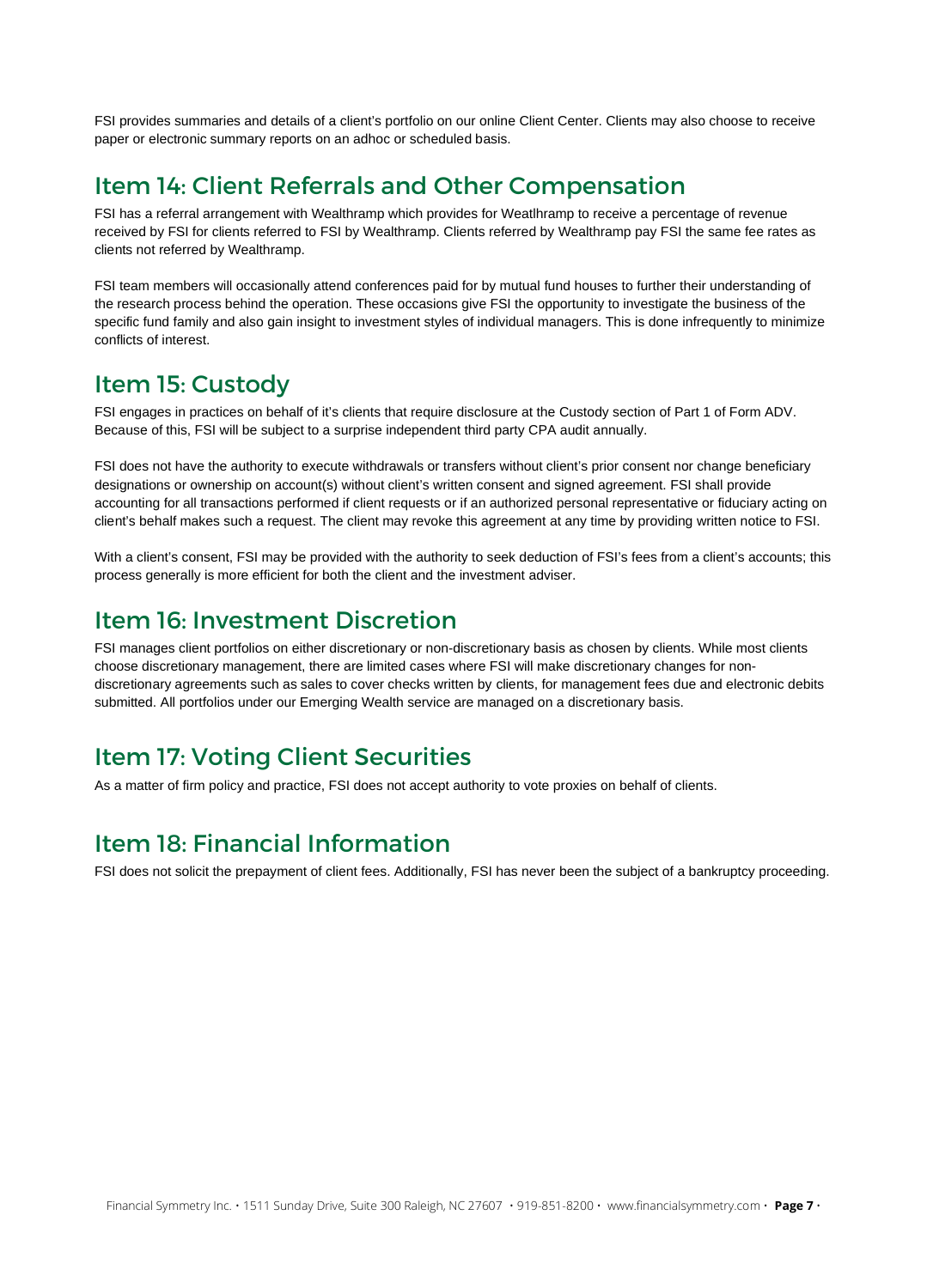FSI provides summaries and details of a client's portfolio on our online Client Center. Clients may also choose to receive paper or electronic summary reports on an adhoc or scheduled basis.

## Item 14: Client Referrals and Other Compensation

FSI has a referral arrangement with Wealthramp which provides for Weatlhramp to receive a percentage of revenue received by FSI for clients referred to FSI by Wealthramp. Clients referred by Wealthramp pay FSI the same fee rates as clients not referred by Wealthramp.

FSI team members will occasionally attend conferences paid for by mutual fund houses to further their understanding of the research process behind the operation. These occasions give FSI the opportunity to investigate the business of the specific fund family and also gain insight to investment styles of individual managers. This is done infrequently to minimize conflicts of interest.

## Item 15: Custody

FSI engages in practices on behalf of it's clients that require disclosure at the Custody section of Part 1 of Form ADV. Because of this, FSI will be subject to a surprise independent third party CPA audit annually.

FSI does not have the authority to execute withdrawals or transfers without client's prior consent nor change beneficiary designations or ownership on account(s) without client's written consent and signed agreement. FSI shall provide accounting for all transactions performed if client requests or if an authorized personal representative or fiduciary acting on client's behalf makes such a request. The client may revoke this agreement at any time by providing written notice to FSI.

With a client's consent, FSI may be provided with the authority to seek deduction of FSI's fees from a client's accounts; this process generally is more efficient for both the client and the investment adviser.

## Item 16: Investment Discretion

FSI manages client portfolios on either discretionary or non-discretionary basis as chosen by clients. While most clients choose discretionary management, there are limited cases where FSI will make discretionary changes for non-discretionary agreements such as sales to cover checks written by clients, for management fees due and electronic debits submitted. All portfolios under our Emerging Wealth service are managed on a discretionary basis.

## Item 17: Voting Client Securities

As a matter of firm policy and practice, FSI does not accept authority to vote proxies on behalf of clients.

## Item 18: Financial Information

FSI does not solicit the prepayment of client fees. Additionally, FSI has never been the subject of a bankruptcy proceeding.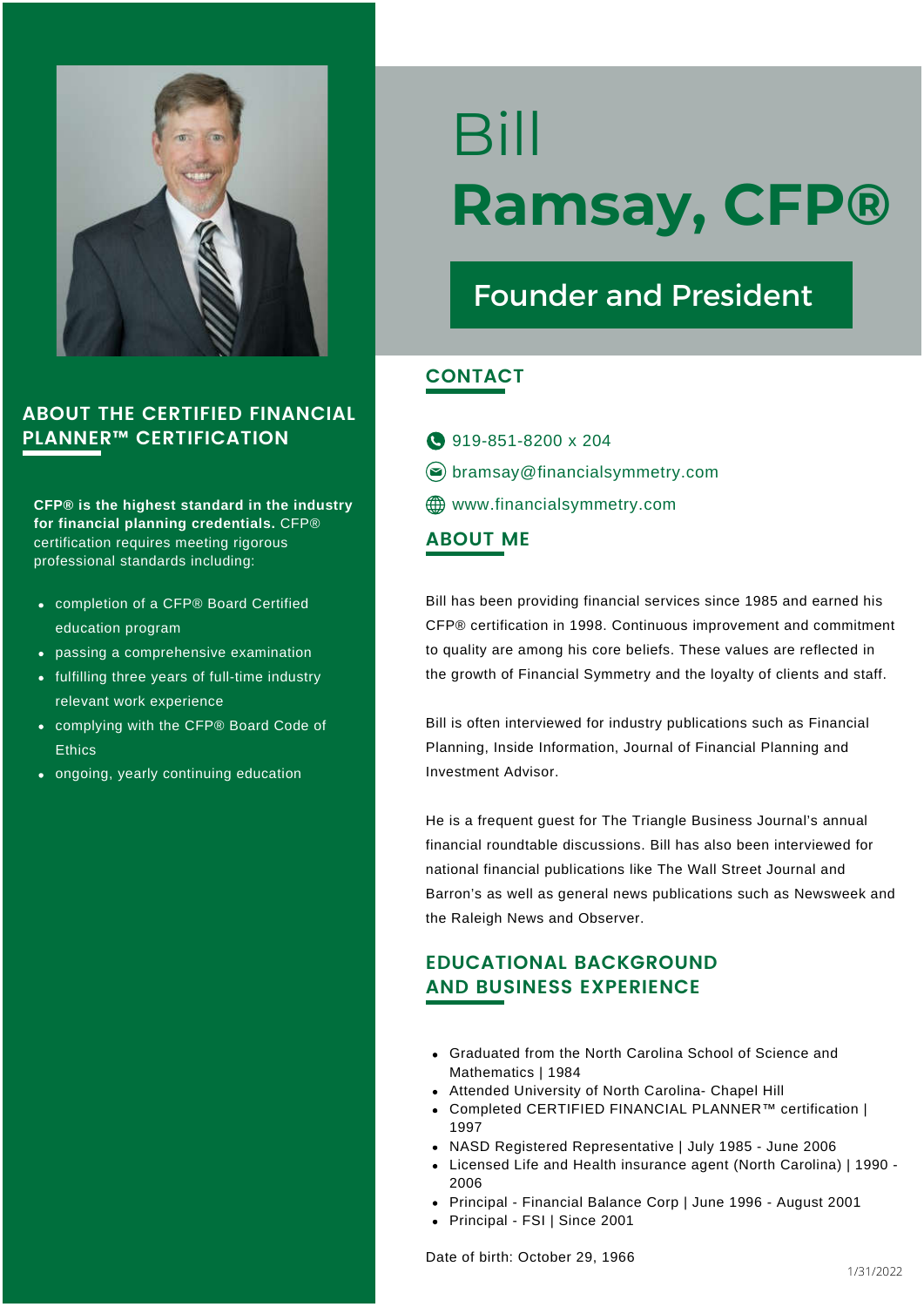# Bill Ramsay, CFP®

## Founder and President

## CONTACT

919-851-8200 x 204

bramsay@financialsymmetry.com

www.financialsymmetry.com

## ABOUT ME

Bill has been providing financial services since 1985 and earned his CFP® certification in 1998. Continuous improvement and commitment to quality are among his core beliefs. These values are reflected in the growth of Financial Symmetry and the loyalty of clients and staff.

Bill is often interviewed for industry publications such as Financial Planning, Inside Information, Journal of Financial Planning and Investment Advisor.

He is a frequent guest for The Triangle Business Journal's annual financial roundtable discussions. Bill has also been interviewed for national financial publications like The Wall Street Journal and Barron's as well as general news publications such as Newsweek and the Raleigh News and Observer.

## EDUCATIONAL BACKGROUND AND BUSINESS EXPERIENCE

- Graduated from the North Carolina School of Science and Mathematics | 1984
- Attended University of North Carolina- Chapel Hill
- Completed CERTIFIED FINANCIAL PLANNER™ certification | 1997
- NASD Registered Representative | July 1985 - June 2006
- Licensed Life and Health insurance agent (North Carolina) | 1990 - 2006
- Principal - Financial Balance Corp | June 1996 - August 2001
- Principal - FSI | Since 2001

Date of birth: October 29, 1966

## ABOUT THE CERTIFIED FINANCIAL PLANNER™ CERTIFICATION

**CFP® is the highest standard in the industry for financial planning credentials.** CFP® certification requires meeting rigorous professional standards including:

- completion of a CFP® Board Certified education program
- passing a comprehensive examination
- fulfilling three years of full-time industry relevant work experience
- complying with the CFP® Board Code of Ethics
- ongoing, yearly continuing education

1/31/2022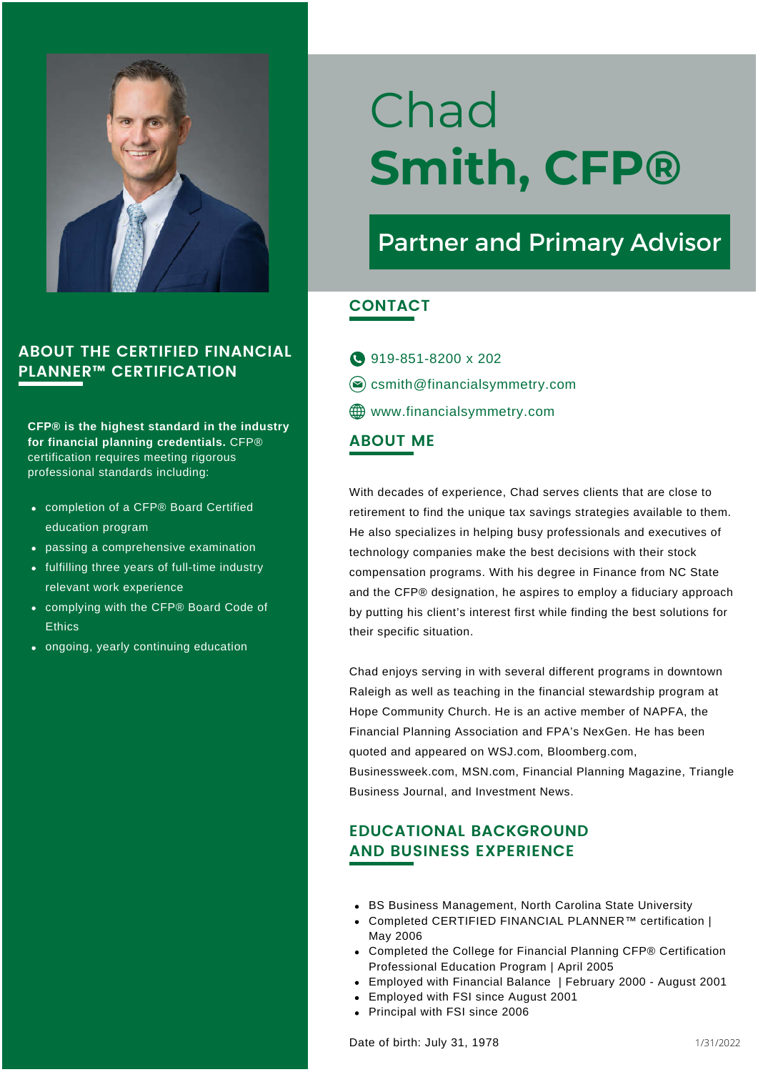# Chad
# Smith, CFP®

## Partner and Primary Advisor

## CONTACT

919-851-8200 x 202

csmith@financialsymmetry.com

www.financialsymmetry.com

## ABOUT ME

With decades of experience, Chad serves clients that are close to retirement to find the unique tax savings strategies available to them. He also specializes in helping busy professionals and executives of technology companies make the best decisions with their stock compensation programs. With his degree in Finance from NC State and the CFP® designation, he aspires to employ a fiduciary approach by putting his client's interest first while finding the best solutions for their specific situation.

Chad enjoys serving in with several different programs in downtown Raleigh as well as teaching in the financial stewardship program at Hope Community Church. He is an active member of NAPFA, the Financial Planning Association and FPA's NexGen. He has been quoted and appeared on WSJ.com, Bloomberg.com, Businessweek.com, MSN.com, Financial Planning Magazine, Triangle Business Journal, and Investment News.

## EDUCATIONAL BACKGROUND AND BUSINESS EXPERIENCE

- BS Business Management, North Carolina State University
- Completed CERTIFIED FINANCIAL PLANNER™ certification | May 2006
- Completed the College for Financial Planning CFP® Certification Professional Education Program | April 2005
- Employed with Financial Balance | February 2000 - August 2001
- Employed with FSI since August 2001
- Principal with FSI since 2006

Date of birth: July 31, 1978

1/31/2022

## ABOUT THE CERTIFIED FINANCIAL PLANNER™ CERTIFICATION

**CFP® is the highest standard in the industry for financial planning credentials.** CFP® certification requires meeting rigorous professional standards including:

- completion of a CFP® Board Certified education program
- passing a comprehensive examination
- fulfilling three years of full-time industry relevant work experience
- complying with the CFP® Board Code of Ethics
- ongoing, yearly continuing education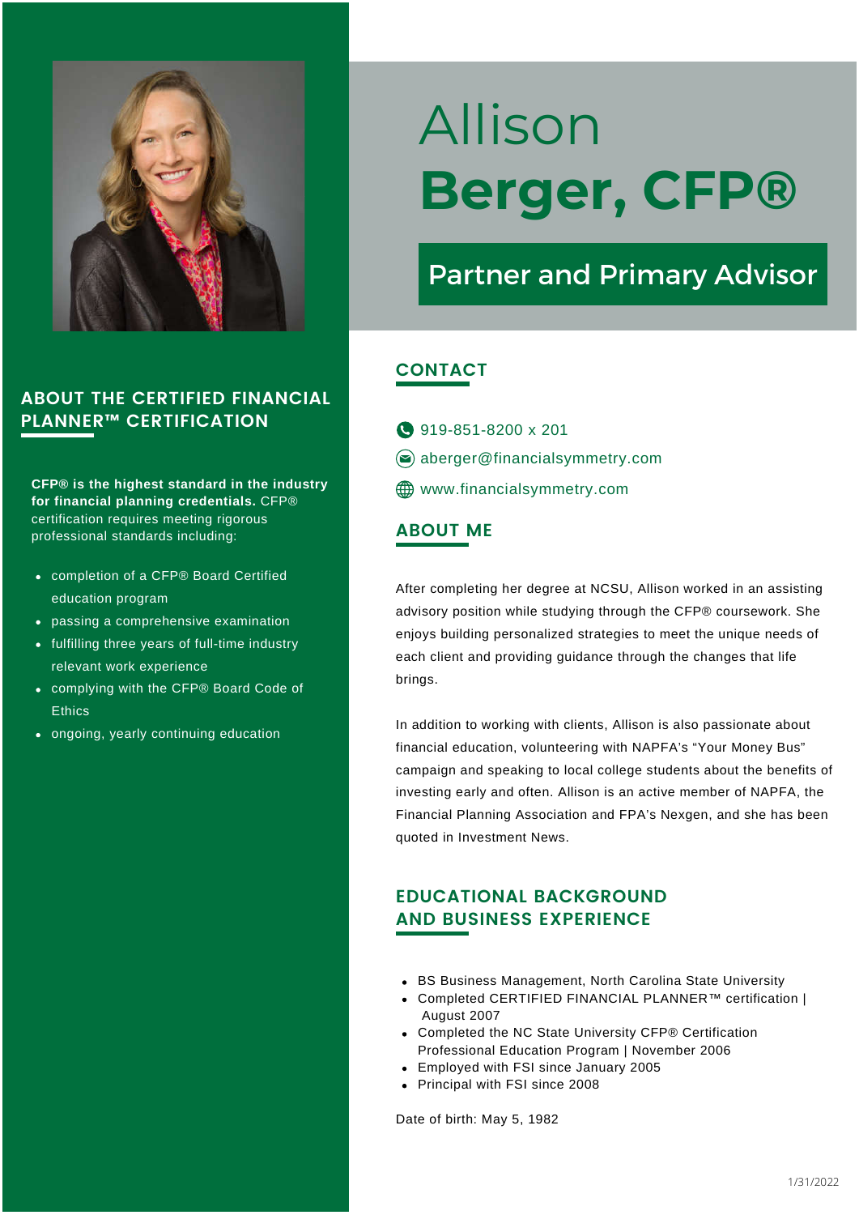# Allison **Berger, CFP®**

## Partner and Primary Advisor

## CONTACT

919-851-8200 x 201

aberger@financialsymmetry.com

www.financialsymmetry.com

## ABOUT ME

After completing her degree at NCSU, Allison worked in an assisting advisory position while studying through the CFP® coursework. She enjoys building personalized strategies to meet the unique needs of each client and providing guidance through the changes that life brings.

In addition to working with clients, Allison is also passionate about financial education, volunteering with NAPFA's "Your Money Bus" campaign and speaking to local college students about the benefits of investing early and often. Allison is an active member of NAPFA, the Financial Planning Association and FPA's Nexgen, and she has been quoted in Investment News.

## EDUCATIONAL BACKGROUND AND BUSINESS EXPERIENCE

- BS Business Management, North Carolina State University
- Completed CERTIFIED FINANCIAL PLANNER™ certification | August 2007
- Completed the NC State University CFP® Certification Professional Education Program | November 2006
- Employed with FSI since January 2005
- Principal with FSI since 2008

Date of birth: May 5, 1982

## ABOUT THE CERTIFIED FINANCIAL PLANNER™ CERTIFICATION

**CFP® is the highest standard in the industry for financial planning credentials.** CFP® certification requires meeting rigorous professional standards including:

- completion of a CFP® Board Certified education program
- passing a comprehensive examination
- fulfilling three years of full-time industry relevant work experience
- complying with the CFP® Board Code of Ethics
- ongoing, yearly continuing education

1/31/2022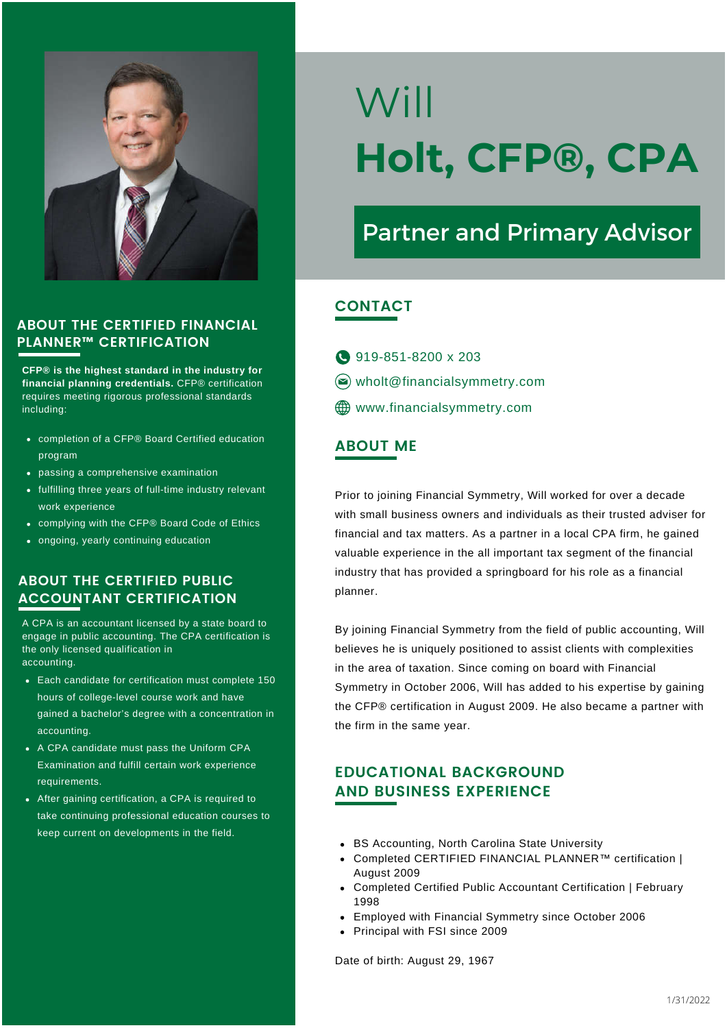# Will Holt, CFP®, CPA

## Partner and Primary Advisor

## CONTACT

919-851-8200 x 203

wholt@financialsymmetry.com

www.financialsymmetry.com

## ABOUT ME

Prior to joining Financial Symmetry, Will worked for over a decade with small business owners and individuals as their trusted adviser for financial and tax matters. As a partner in a local CPA firm, he gained valuable experience in the all important tax segment of the financial industry that has provided a springboard for his role as a financial planner.

By joining Financial Symmetry from the field of public accounting, Will believes he is uniquely positioned to assist clients with complexities in the area of taxation. Since coming on board with Financial Symmetry in October 2006, Will has added to his expertise by gaining the CFP® certification in August 2009. He also became a partner with the firm in the same year.

## EDUCATIONAL BACKGROUND AND BUSINESS EXPERIENCE

- BS Accounting, North Carolina State University
- Completed CERTIFIED FINANCIAL PLANNER™ certification | August 2009
- Completed Certified Public Accountant Certification | February 1998
- Employed with Financial Symmetry since October 2006
- Principal with FSI since 2009

Date of birth: August 29, 1967

## ABOUT THE CERTIFIED FINANCIAL PLANNER™ CERTIFICATION

**CFP® is the highest standard in the industry for financial planning credentials.** CFP® certification requires meeting rigorous professional standards including:

- completion of a CFP® Board Certified education program
- passing a comprehensive examination
- fulfilling three years of full-time industry relevant work experience
- complying with the CFP® Board Code of Ethics
- ongoing, yearly continuing education

## ABOUT THE CERTIFIED PUBLIC ACCOUNTANT CERTIFICATION

A CPA is an accountant licensed by a state board to engage in public accounting. The CPA certification is the only licensed qualification in accounting.

- Each candidate for certification must complete 150 hours of college-level course work and have gained a bachelor's degree with a concentration in accounting.
- A CPA candidate must pass the Uniform CPA Examination and fulfill certain work experience requirements.
- After gaining certification, a CPA is required to take continuing professional education courses to keep current on developments in the field.

1/31/2022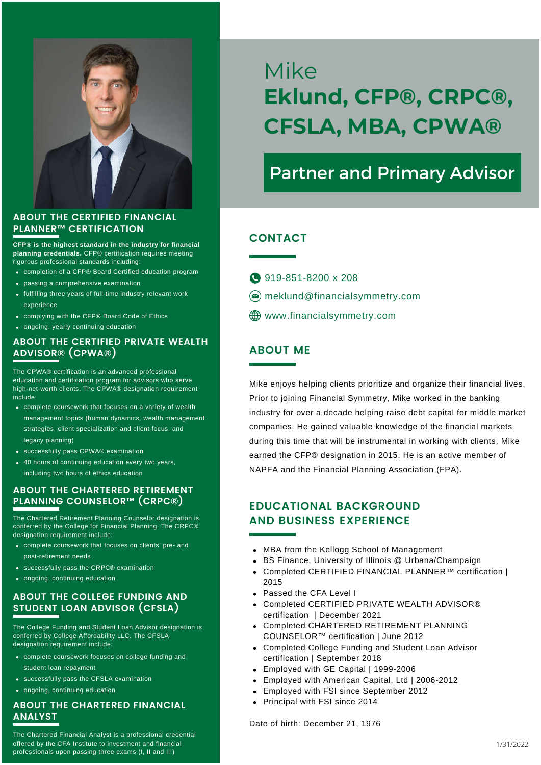# Mike Eklund, CFP®, CRPC®, CFSLA, MBA, CPWA®

## Partner and Primary Advisor

## CONTACT

919-851-8200 x 208

meklund@financialsymmetry.com

www.financialsymmetry.com

## ABOUT ME

Mike enjoys helping clients prioritize and organize their financial lives. Prior to joining Financial Symmetry, Mike worked in the banking industry for over a decade helping raise debt capital for middle market companies. He gained valuable knowledge of the financial markets during this time that will be instrumental in working with clients. Mike earned the CFP® designation in 2015. He is an active member of NAPFA and the Financial Planning Association (FPA).

## EDUCATIONAL BACKGROUND AND BUSINESS EXPERIENCE

- MBA from the Kellogg School of Management
- BS Finance, University of Illinois @ Urbana/Champaign
- Completed CERTIFIED FINANCIAL PLANNER™ certification | 2015
- Passed the CFA Level I
- Completed CERTIFIED PRIVATE WEALTH ADVISOR® certification | December 2021
- Completed CHARTERED RETIREMENT PLANNING COUNSELOR™ certification | June 2012
- Completed College Funding and Student Loan Advisor certification | September 2018
- Employed with GE Capital | 1999-2006
- Employed with American Capital, Ltd | 2006-2012
- Employed with FSI since September 2012
- Principal with FSI since 2014

Date of birth: December 21, 1976

1/31/2022

## ABOUT THE CERTIFIED FINANCIAL PLANNER™ CERTIFICATION

**CFP® is the highest standard in the industry for financial planning credentials.** CFP® certification requires meeting rigorous professional standards including:

- completion of a CFP® Board Certified education program
- passing a comprehensive examination
- fulfilling three years of full-time industry relevant work experience
- complying with the CFP® Board Code of Ethics
- ongoing, yearly continuing education

## ABOUT THE CERTIFIED PRIVATE WEALTH ADVISOR® (CPWA®)

The CPWA® certification is an advanced professional education and certification program for advisors who serve high-net-worth clients. The CPWA® designation requirement include:

- complete coursework that focuses on a variety of wealth management topics (human dynamics, wealth management strategies, client specialization and client focus, and legacy planning)
- successfully pass CPWA® examination
- 40 hours of continuing education every two years, including two hours of ethics education

## ABOUT THE CHARTERED RETIREMENT PLANNING COUNSELOR™ (CRPC®)

The Chartered Retirement Planning Counselor designation is conferred by the College for Financial Planning. The CRPC® designation requirement include:

- complete coursework that focuses on clients' pre- and post-retirement needs
- successfully pass the CRPC® examination
- ongoing, continuing education

## ABOUT THE COLLEGE FUNDING AND STUDENT LOAN ADVISOR (CFSLA)

The College Funding and Student Loan Advisor designation is conferred by College Affordability LLC. The CFSLA designation requirement include:

- complete coursework focuses on college funding and student loan repayment
- successfully pass the CFSLA examination
- ongoing, continuing education

## ABOUT THE CHARTERED FINANCIAL ANALYST

The Chartered Financial Analyst is a professional credential offered by the CFA Institute to investment and financial professionals upon passing three exams (I, II and III)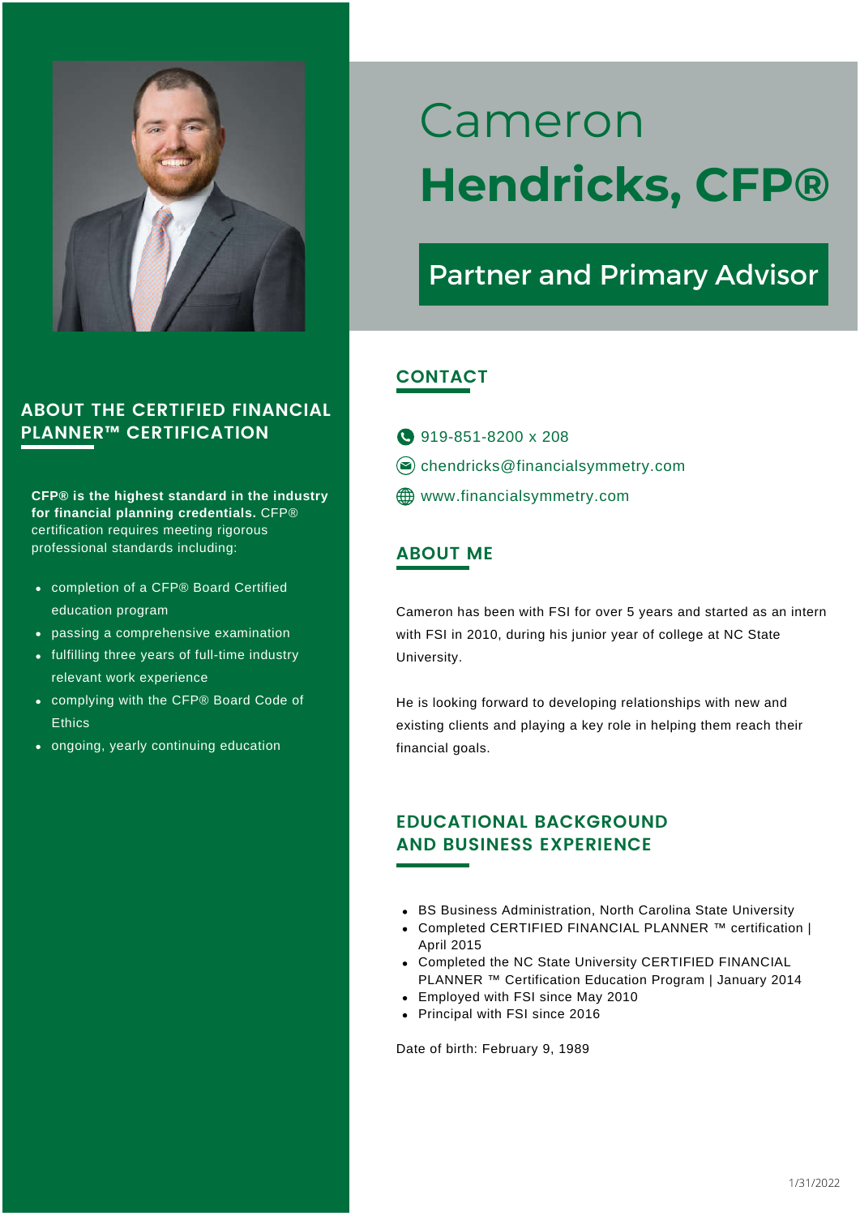# Cameron Hendricks, CFP®

## Partner and Primary Advisor

## ABOUT THE CERTIFIED FINANCIAL PLANNER™ CERTIFICATION

**CFP® is the highest standard in the industry for financial planning credentials.** CFP® certification requires meeting rigorous professional standards including:

- completion of a CFP® Board Certified education program
- passing a comprehensive examination
- fulfilling three years of full-time industry relevant work experience
- complying with the CFP® Board Code of Ethics
- ongoing, yearly continuing education

## CONTACT

919-851-8200 x 208
chendricks@financialsymmetry.com
www.financialsymmetry.com

## ABOUT ME

Cameron has been with FSI for over 5 years and started as an intern with FSI in 2010, during his junior year of college at NC State University.

He is looking forward to developing relationships with new and existing clients and playing a key role in helping them reach their financial goals.

## EDUCATIONAL BACKGROUND AND BUSINESS EXPERIENCE

- BS Business Administration, North Carolina State University
- Completed CERTIFIED FINANCIAL PLANNER ™ certification | April 2015
- Completed the NC State University CERTIFIED FINANCIAL PLANNER ™ Certification Education Program | January 2014
- Employed with FSI since May 2010
- Principal with FSI since 2016

Date of birth: February 9, 1989

1/31/2022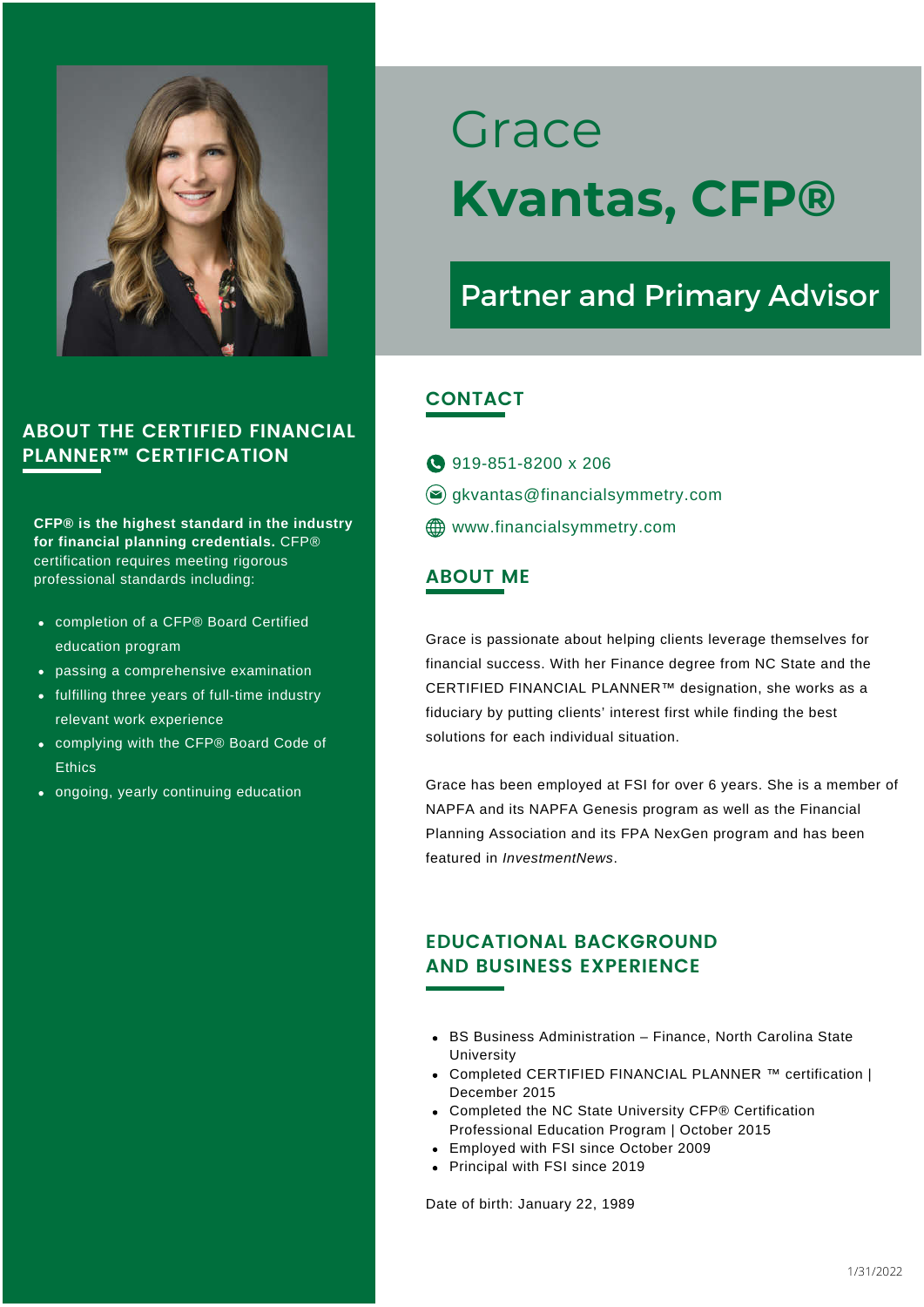# Grace Kvantas, CFP®

## Partner and Primary Advisor

## CONTACT

919-851-8200 x 206

gkvantas@financialsymmetry.com

www.financialsymmetry.com

## ABOUT ME

Grace is passionate about helping clients leverage themselves for financial success. With her Finance degree from NC State and the CERTIFIED FINANCIAL PLANNER™ designation, she works as a fiduciary by putting clients' interest first while finding the best solutions for each individual situation.

Grace has been employed at FSI for over 6 years. She is a member of NAPFA and its NAPFA Genesis program as well as the Financial Planning Association and its FPA NexGen program and has been featured in *InvestmentNews*.

## EDUCATIONAL BACKGROUND AND BUSINESS EXPERIENCE

- BS Business Administration – Finance, North Carolina State University
- Completed CERTIFIED FINANCIAL PLANNER ™ certification | December 2015
- Completed the NC State University CFP® Certification Professional Education Program | October 2015
- Employed with FSI since October 2009
- Principal with FSI since 2019

Date of birth: January 22, 1989

## ABOUT THE CERTIFIED FINANCIAL PLANNER™ CERTIFICATION

**CFP® is the highest standard in the industry for financial planning credentials.** CFP® certification requires meeting rigorous professional standards including:

- completion of a CFP® Board Certified education program
- passing a comprehensive examination
- fulfilling three years of full-time industry relevant work experience
- complying with the CFP® Board Code of Ethics
- ongoing, yearly continuing education

1/31/2022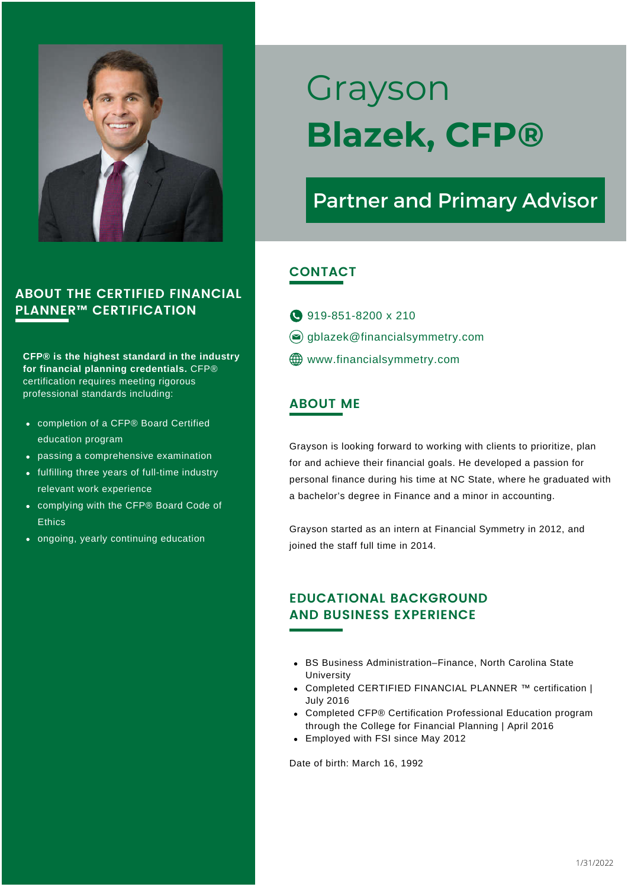# Grayson **Blazek, CFP®**

## Partner and Primary Advisor

## ABOUT THE CERTIFIED FINANCIAL PLANNER™ CERTIFICATION

**CFP® is the highest standard in the industry for financial planning credentials.** CFP® certification requires meeting rigorous professional standards including:

- completion of a CFP® Board Certified education program
- passing a comprehensive examination
- fulfilling three years of full-time industry relevant work experience
- complying with the CFP® Board Code of Ethics
- ongoing, yearly continuing education

## CONTACT

919-851-8200 x 210

gblazek@financialsymmetry.com

www.financialsymmetry.com

## ABOUT ME

Grayson is looking forward to working with clients to prioritize, plan for and achieve their financial goals. He developed a passion for personal finance during his time at NC State, where he graduated with a bachelor's degree in Finance and a minor in accounting.

Grayson started as an intern at Financial Symmetry in 2012, and joined the staff full time in 2014.

## EDUCATIONAL BACKGROUND AND BUSINESS EXPERIENCE

- BS Business Administration–Finance, North Carolina State University
- Completed CERTIFIED FINANCIAL PLANNER ™ certification | July 2016
- Completed CFP® Certification Professional Education program through the College for Financial Planning | April 2016
- Employed with FSI since May 2012

Date of birth: March 16, 1992

1/31/2022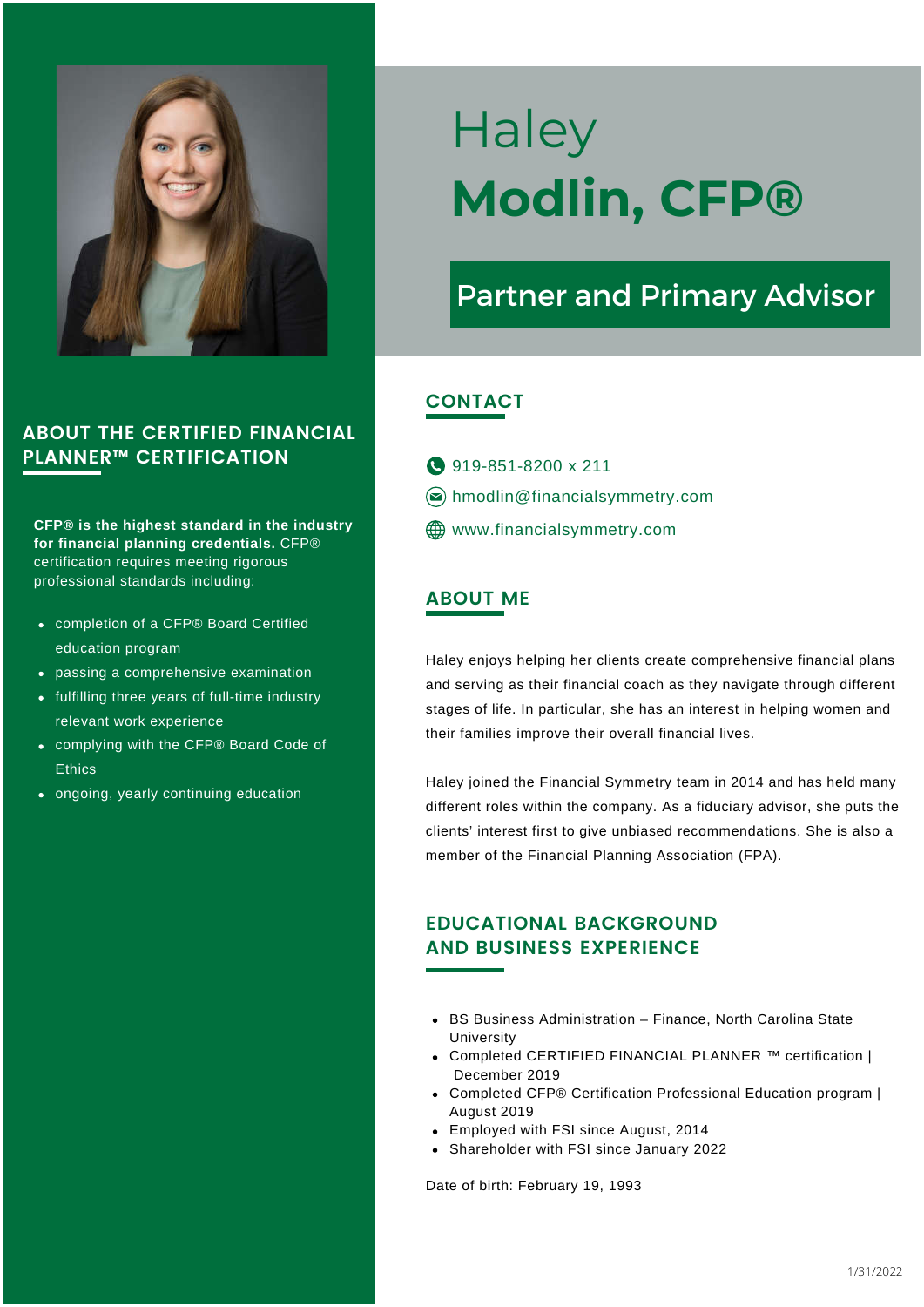# Haley **Modlin, CFP®**

## Partner and Primary Advisor

## CONTACT

919-851-8200 x 211

hmodlin@financialsymmetry.com

www.financialsymmetry.com

## ABOUT ME

Haley enjoys helping her clients create comprehensive financial plans and serving as their financial coach as they navigate through different stages of life. In particular, she has an interest in helping women and their families improve their overall financial lives.

Haley joined the Financial Symmetry team in 2014 and has held many different roles within the company. As a fiduciary advisor, she puts the clients' interest first to give unbiased recommendations. She is also a member of the Financial Planning Association (FPA).

## EDUCATIONAL BACKGROUND AND BUSINESS EXPERIENCE

- BS Business Administration – Finance, North Carolina State University
- Completed CERTIFIED FINANCIAL PLANNER ™ certification | December 2019
- Completed CFP® Certification Professional Education program | August 2019
- Employed with FSI since August, 2014
- Shareholder with FSI since January 2022

Date of birth: February 19, 1993

## ABOUT THE CERTIFIED FINANCIAL PLANNER™ CERTIFICATION

**CFP® is the highest standard in the industry for financial planning credentials.** CFP® certification requires meeting rigorous professional standards including:

- completion of a CFP® Board Certified education program
- passing a comprehensive examination
- fulfilling three years of full-time industry relevant work experience
- complying with the CFP® Board Code of Ethics
- ongoing, yearly continuing education

1/31/2022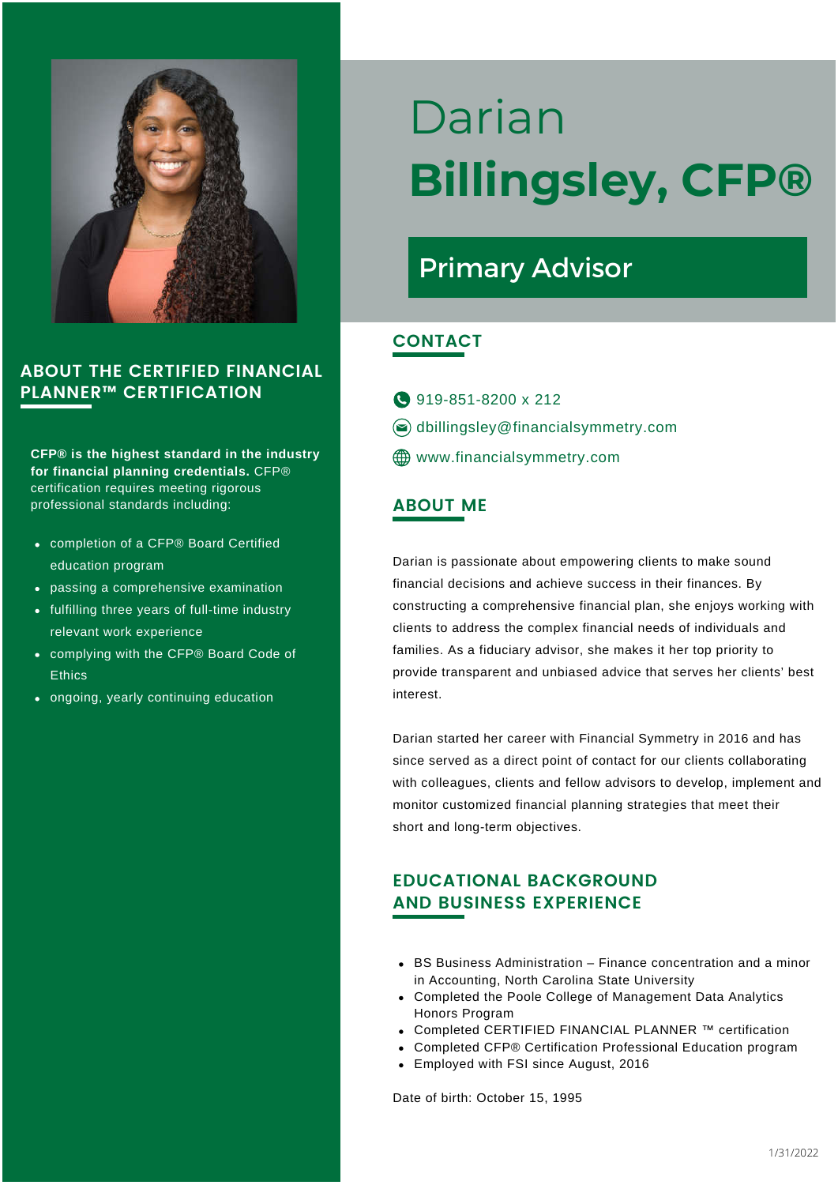# Darian **Billingsley, CFP®**

## Primary Advisor

## CONTACT

919-851-8200 x 212

dbillingsley@financialsymmetry.com

www.financialsymmetry.com

## ABOUT ME

Darian is passionate about empowering clients to make sound financial decisions and achieve success in their finances. By constructing a comprehensive financial plan, she enjoys working with clients to address the complex financial needs of individuals and families. As a fiduciary advisor, she makes it her top priority to provide transparent and unbiased advice that serves her clients' best interest.

Darian started her career with Financial Symmetry in 2016 and has since served as a direct point of contact for our clients collaborating with colleagues, clients and fellow advisors to develop, implement and monitor customized financial planning strategies that meet their short and long-term objectives.

## EDUCATIONAL BACKGROUND AND BUSINESS EXPERIENCE

- BS Business Administration – Finance concentration and a minor in Accounting, North Carolina State University
- Completed the Poole College of Management Data Analytics Honors Program
- Completed CERTIFIED FINANCIAL PLANNER ™ certification
- Completed CFP® Certification Professional Education program
- Employed with FSI since August, 2016

Date of birth: October 15, 1995

## ABOUT THE CERTIFIED FINANCIAL PLANNER™ CERTIFICATION

**CFP® is the highest standard in the industry for financial planning credentials.** CFP® certification requires meeting rigorous professional standards including:

- completion of a CFP® Board Certified education program
- passing a comprehensive examination
- fulfilling three years of full-time industry relevant work experience
- complying with the CFP® Board Code of Ethics
- ongoing, yearly continuing education

1/31/2022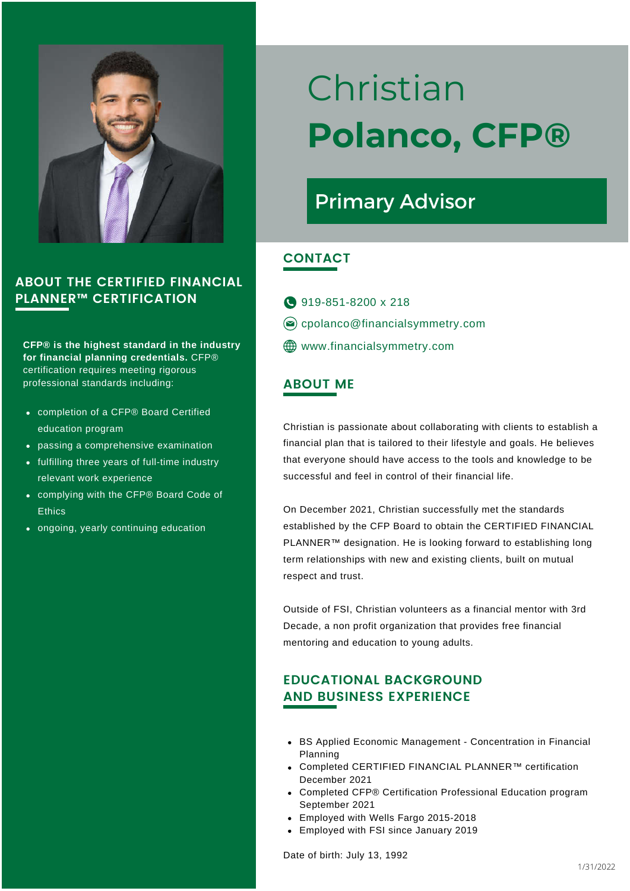# Christian **Polanco, CFP®**

## Primary Advisor

## ABOUT THE CERTIFIED FINANCIAL PLANNER™ CERTIFICATION

**CFP® is the highest standard in the industry for financial planning credentials.** CFP® certification requires meeting rigorous professional standards including:

- completion of a CFP® Board Certified education program
- passing a comprehensive examination
- fulfilling three years of full-time industry relevant work experience
- complying with the CFP® Board Code of Ethics
- ongoing, yearly continuing education

## CONTACT

919-851-8200 x 218

cpolanco@financialsymmetry.com

www.financialsymmetry.com

## ABOUT ME

Christian is passionate about collaborating with clients to establish a financial plan that is tailored to their lifestyle and goals. He believes that everyone should have access to the tools and knowledge to be successful and feel in control of their financial life.

On December 2021, Christian successfully met the standards established by the CFP Board to obtain the CERTIFIED FINANCIAL PLANNER™ designation. He is looking forward to establishing long term relationships with new and existing clients, built on mutual respect and trust.

Outside of FSI, Christian volunteers as a financial mentor with 3rd Decade, a non profit organization that provides free financial mentoring and education to young adults.

## EDUCATIONAL BACKGROUND AND BUSINESS EXPERIENCE

- BS Applied Economic Management - Concentration in Financial Planning
- Completed CERTIFIED FINANCIAL PLANNER™ certification December 2021
- Completed CFP® Certification Professional Education program September 2021
- Employed with Wells Fargo 2015-2018
- Employed with FSI since January 2019

Date of birth: July 13, 1992

1/31/2022